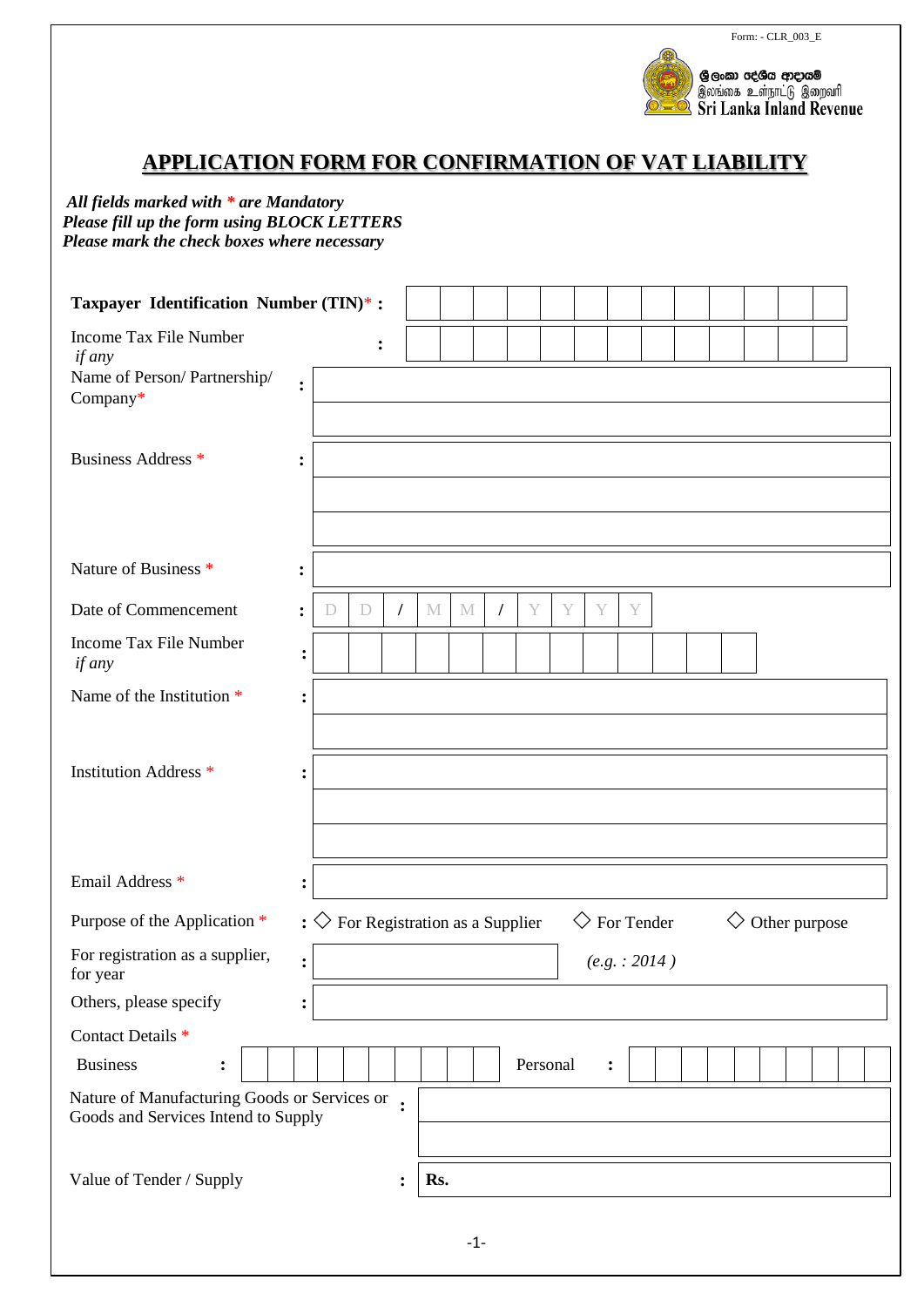Form: - CLR_003_E

ශ්‍රී ලංකා දේශීය ආදායම්
இலங்கை உள்நாட்டு இறைவரி
Sri Lanka Inland Revenue

# APPLICATION FORM FOR CONFIRMATION OF VAT LIABILITY

***All fields marked with * are Mandatory***
***Please fill up the form using BLOCK LETTERS***
***Please mark the check boxes where necessary***

**Taxpayer Identification Number (TIN)* :**

Income Tax File Number *if any* :

Name of Person/ Partnership/ Company* :

Business Address * :

Nature of Business * :

Date of Commencement : D D / M M / Y Y Y Y

Income Tax File Number *if any* :

Name of the Institution * :

Institution Address * :

Email Address * :

Purpose of the Application * : ◇ For Registration as a Supplier ◇ For Tender ◇ Other purpose

For registration as a supplier, for year : *(e.g. : 2014 )*

Others, please specify :

Contact Details *

Business : Personal :

Nature of Manufacturing Goods or Services or Goods and Services Intend to Supply :

Value of Tender / Supply : **Rs.**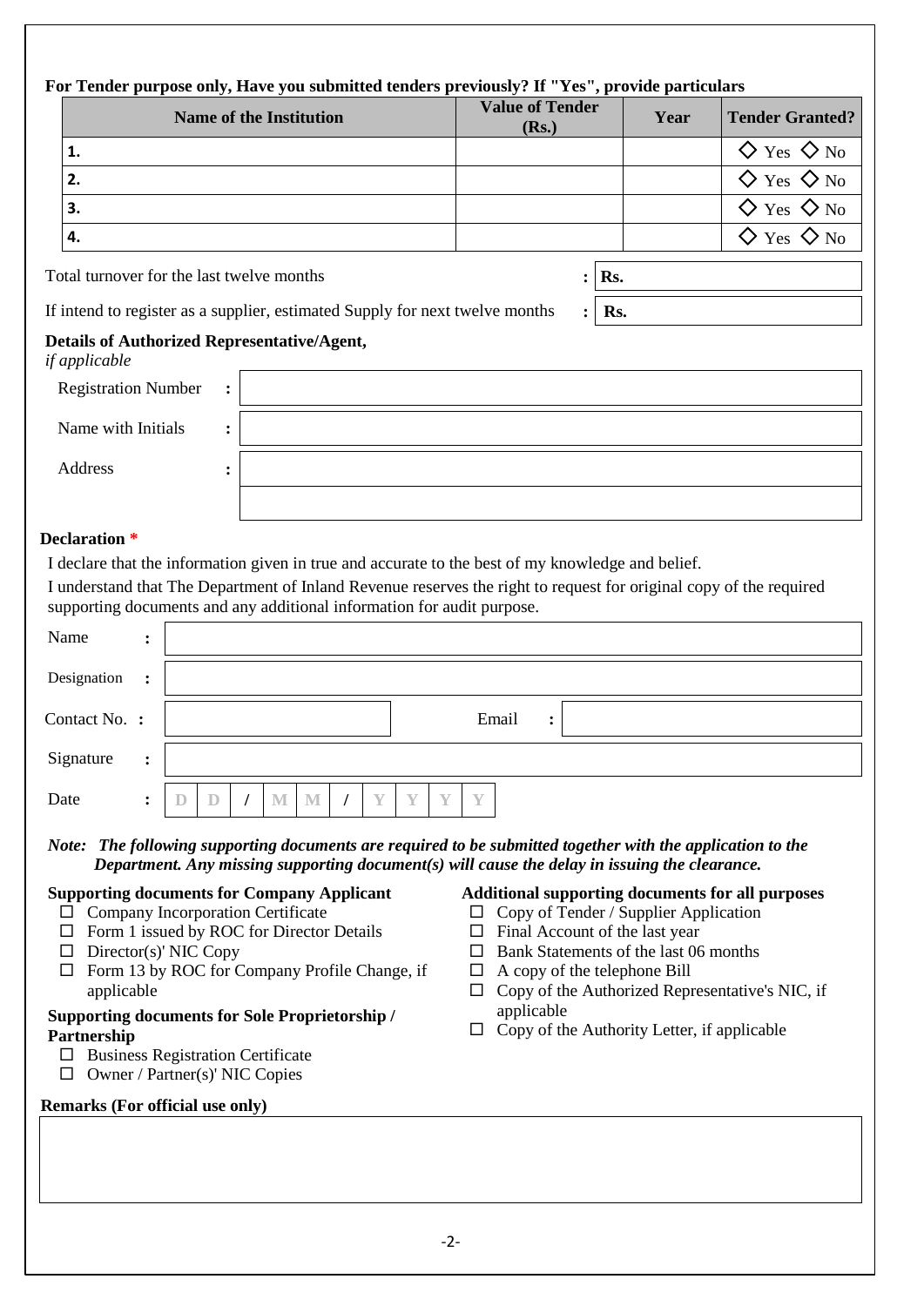**For Tender purpose only, Have you submitted tenders previously? If "Yes", provide particulars**

| Name of the Institution | Value of Tender (Rs.) | Year | Tender Granted? |
|---|---|---|---|
| 1. | | | ◇ Yes ◇ No |
| 2. | | | ◇ Yes ◇ No |
| 3. | | | ◇ Yes ◇ No |
| 4. | | | ◇ Yes ◇ No |

Total turnover for the last twelve months : Rs.

If intend to register as a supplier, estimated Supply for next twelve months : Rs.

**Details of Authorized Representative/Agent,**
*if applicable*

Registration Number :

Name with Initials :

Address :

**Declaration** *

I declare that the information given in true and accurate to the best of my knowledge and belief.

I understand that The Department of Inland Revenue reserves the right to request for original copy of the required supporting documents and any additional information for audit purpose.

Name :

Designation :

Contact No. : Email :

Signature :

Date : D D / M M / Y Y Y Y

***Note:** The following supporting documents are required to be submitted together with the application to the Department. Any missing supporting document(s) will cause the delay in issuing the clearance.*

**Supporting documents for Company Applicant**

- ☐ Company Incorporation Certificate
- ☐ Form 1 issued by ROC for Director Details
- ☐ Director(s)' NIC Copy
- ☐ Form 13 by ROC for Company Profile Change, if applicable

**Supporting documents for Sole Proprietorship / Partnership**

- ☐ Business Registration Certificate
- ☐ Owner / Partner(s)' NIC Copies

**Additional supporting documents for all purposes**

- ☐ Copy of Tender / Supplier Application
- ☐ Final Account of the last year
- ☐ Bank Statements of the last 06 months
- ☐ A copy of the telephone Bill
- ☐ Copy of the Authorized Representative's NIC, if applicable
- ☐ Copy of the Authority Letter, if applicable

**Remarks (For official use only)**